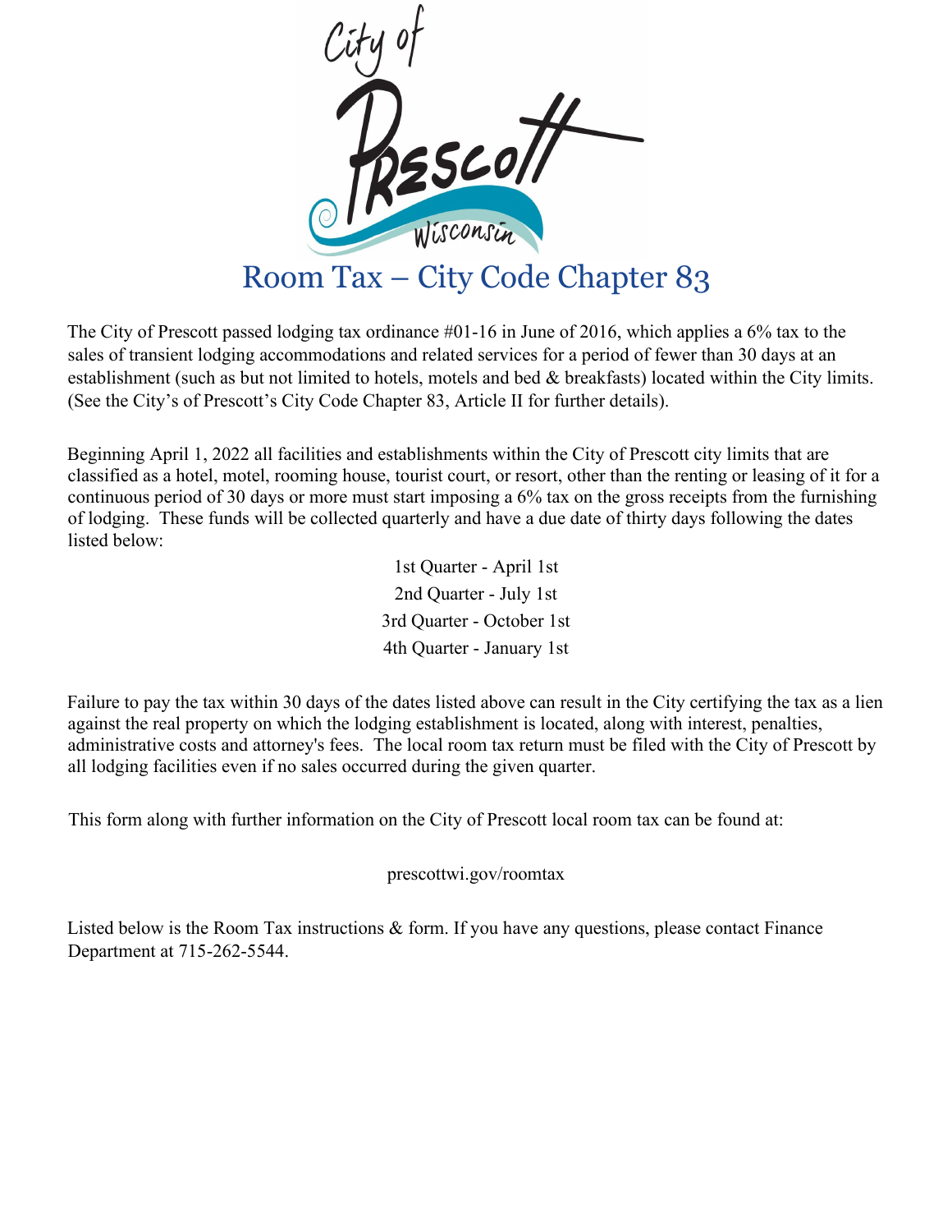# Room Tax – City Code Chapter 83

The City of Prescott passed lodging tax ordinance #01-16 in June of 2016, which applies a 6% tax to the sales of transient lodging accommodations and related services for a period of fewer than 30 days at an establishment (such as but not limited to hotels, motels and bed & breakfasts) located within the City limits. (See the City's of Prescott's City Code Chapter 83, Article II for further details).

Beginning April 1, 2022 all facilities and establishments within the City of Prescott city limits that are classified as a hotel, motel, rooming house, tourist court, or resort, other than the renting or leasing of it for a continuous period of 30 days or more must start imposing a 6% tax on the gross receipts from the furnishing of lodging. These funds will be collected quarterly and have a due date of thirty days following the dates listed below:

1st Quarter - April 1st
2nd Quarter - July 1st
3rd Quarter - October 1st
4th Quarter - January 1st

Failure to pay the tax within 30 days of the dates listed above can result in the City certifying the tax as a lien against the real property on which the lodging establishment is located, along with interest, penalties, administrative costs and attorney's fees. The local room tax return must be filed with the City of Prescott by all lodging facilities even if no sales occurred during the given quarter.

This form along with further information on the City of Prescott local room tax can be found at:

prescottwi.gov/roomtax

Listed below is the Room Tax instructions & form. If you have any questions, please contact Finance Department at 715-262-5544.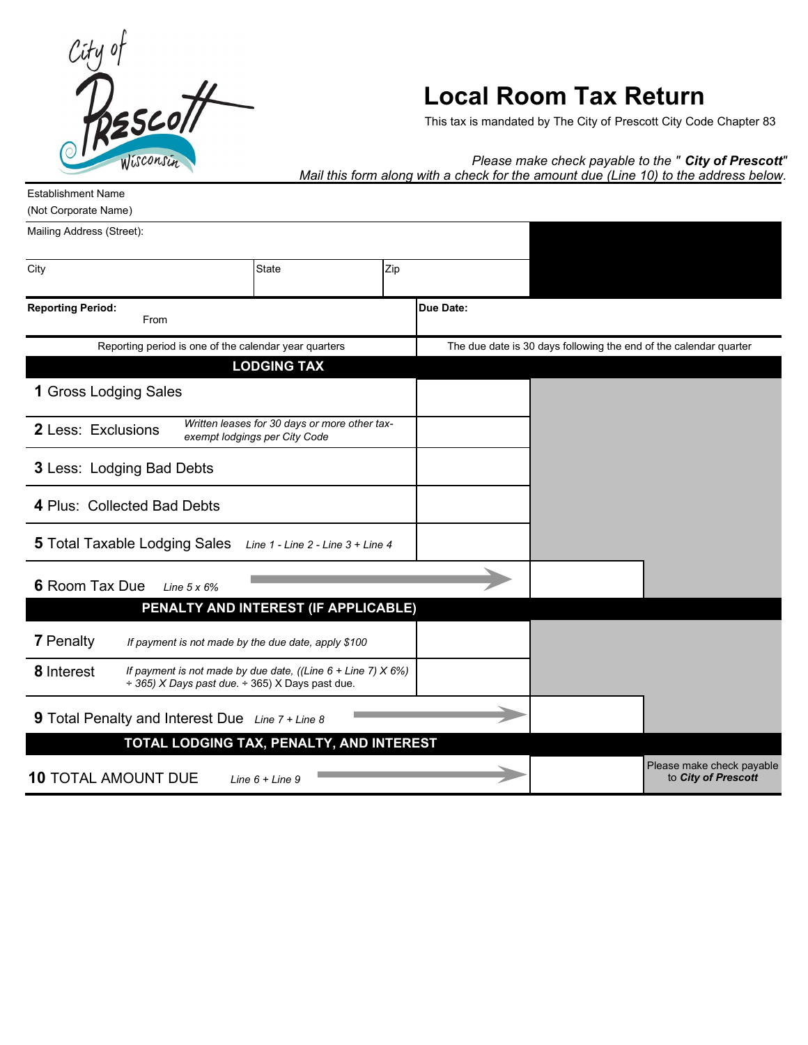City of Prescott Wisconsin

# Local Room Tax Return

This tax is mandated by The City of Prescott City Code Chapter 83

*Please make check payable to the " **City of Prescott**"*
*Mail this form along with a check for the amount due (Line 10) to the address below.*

| | | |
|---|---|---|
| Establishment Name (Not Corporate Name) | | |
| Mailing Address (Street): | | |
| City | State | Zip |

| | |
|---|---|
| **Reporting Period:** From | **Due Date:** |
| Reporting period is one of the calendar year quarters | The due date is 30 days following the end of the calendar quarter |

| **LODGING TAX** | | |
|---|---|---|
| **1** Gross Lodging Sales | | |
| **2** Less: Exclusions *Written leases for 30 days or more other tax-exempt lodgings per City Code* | | |
| **3** Less: Lodging Bad Debts | | |
| **4** Plus: Collected Bad Debts | | |
| **5** Total Taxable Lodging Sales *Line 1 - Line 2 - Line 3 + Line 4* | | |
| **6** Room Tax Due *Line 5 x 6%* → | | |
| **PENALTY AND INTEREST (IF APPLICABLE)** | | |
| **7** Penalty *If payment is not made by the due date, apply $100* | | |
| **8** Interest *If payment is not made by due date, ((Line 6 + Line 7) X 6%) ÷ 365) X Days past due. ÷ 365) X Days past due.* | | |
| **9** Total Penalty and Interest Due *Line 7 + Line 8* → | | |
| **TOTAL LODGING TAX, PENALTY, AND INTEREST** | | |
| **10** TOTAL AMOUNT DUE *Line 6 + Line 9* → | | Please make check payable to ***City of Prescott*** |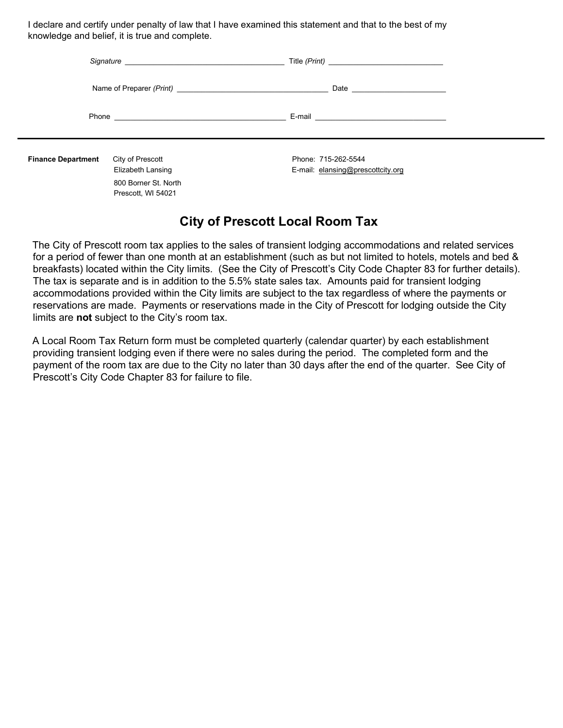I declare and certify under penalty of law that I have examined this statement and that to the best of my knowledge and belief, it is true and complete.

*Signature* ___________________________________ Title *(Print)* __________________________

Name of Preparer *(Print)* __________________________________ Date _____________________

Phone _______________________________________ E-mail ______________________________

---

**Finance Department**

City of Prescott
Elizabeth Lansing
800 Borner St. North
Prescott, WI 54021

Phone: 715-262-5544
E-mail: elansing@prescottcity.org

## City of Prescott Local Room Tax

The City of Prescott room tax applies to the sales of transient lodging accommodations and related services for a period of fewer than one month at an establishment (such as but not limited to hotels, motels and bed & breakfasts) located within the City limits. (See the City of Prescott's City Code Chapter 83 for further details). The tax is separate and is in addition to the 5.5% state sales tax. Amounts paid for transient lodging accommodations provided within the City limits are subject to the tax regardless of where the payments or reservations are made. Payments or reservations made in the City of Prescott for lodging outside the City limits are **not** subject to the City's room tax.

A Local Room Tax Return form must be completed quarterly (calendar quarter) by each establishment providing transient lodging even if there were no sales during the period. The completed form and the payment of the room tax are due to the City no later than 30 days after the end of the quarter. See City of Prescott's City Code Chapter 83 for failure to file.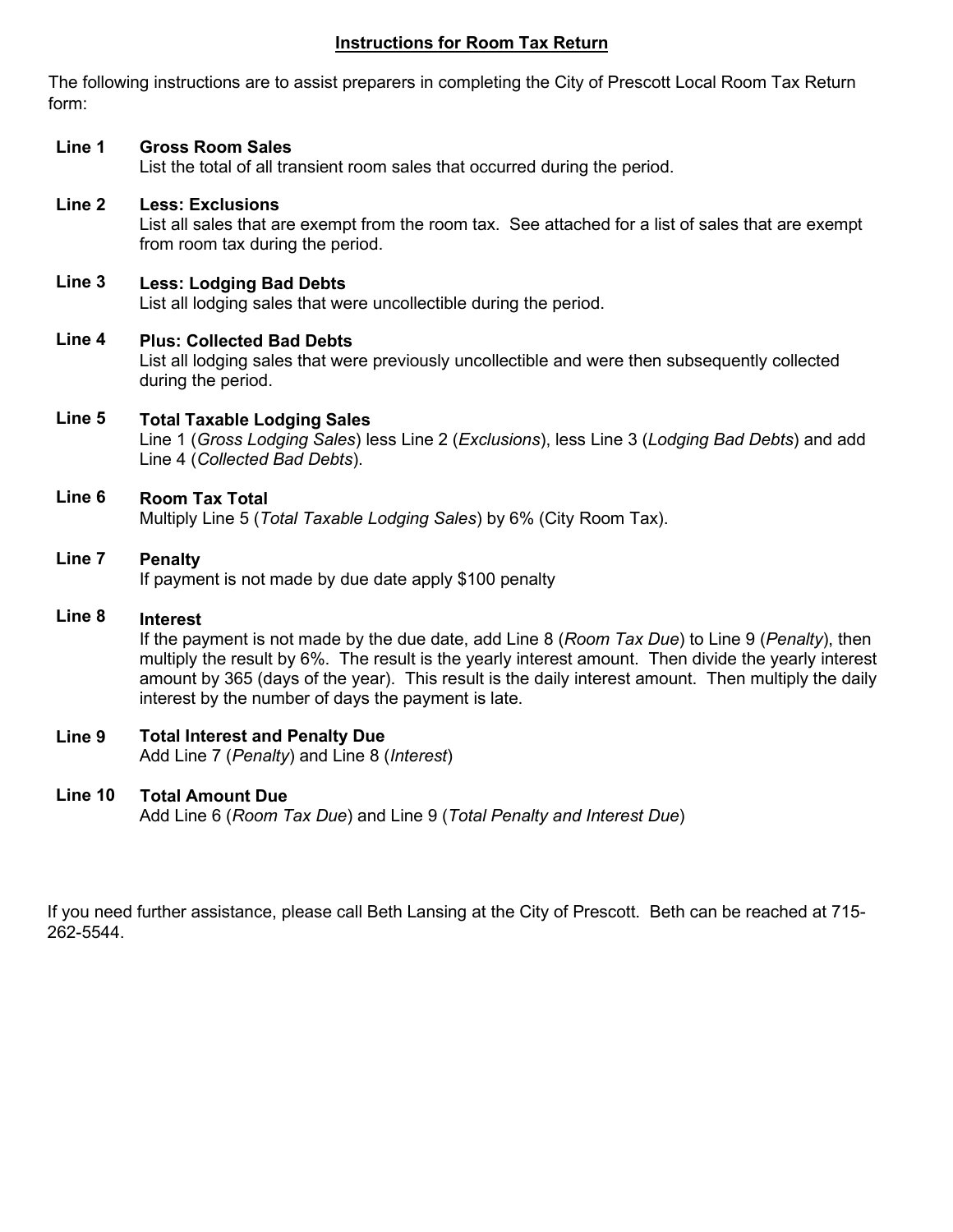## Instructions for Room Tax Return

The following instructions are to assist preparers in completing the City of Prescott Local Room Tax Return form:

**Line 1** **Gross Room Sales**
List the total of all transient room sales that occurred during the period.

**Line 2** **Less: Exclusions**
List all sales that are exempt from the room tax. See attached for a list of sales that are exempt from room tax during the period.

**Line 3** **Less: Lodging Bad Debts**
List all lodging sales that were uncollectible during the period.

**Line 4** **Plus: Collected Bad Debts**
List all lodging sales that were previously uncollectible and were then subsequently collected during the period.

**Line 5** **Total Taxable Lodging Sales**
Line 1 (*Gross Lodging Sales*) less Line 2 (*Exclusions*), less Line 3 (*Lodging Bad Debts*) and add Line 4 (*Collected Bad Debts*).

**Line 6** **Room Tax Total**
Multiply Line 5 (*Total Taxable Lodging Sales*) by 6% (City Room Tax).

**Line 7** **Penalty**
If payment is not made by due date apply $100 penalty

**Line 8** **Interest**
If the payment is not made by the due date, add Line 8 (*Room Tax Due*) to Line 9 (*Penalty*), then multiply the result by 6%. The result is the yearly interest amount. Then divide the yearly interest amount by 365 (days of the year). This result is the daily interest amount. Then multiply the daily interest by the number of days the payment is late.

**Line 9** **Total Interest and Penalty Due**
Add Line 7 (*Penalty*) and Line 8 (*Interest*)

**Line 10** **Total Amount Due**
Add Line 6 (*Room Tax Due*) and Line 9 (*Total Penalty and Interest Due*)

If you need further assistance, please call Beth Lansing at the City of Prescott. Beth can be reached at 715-262-5544.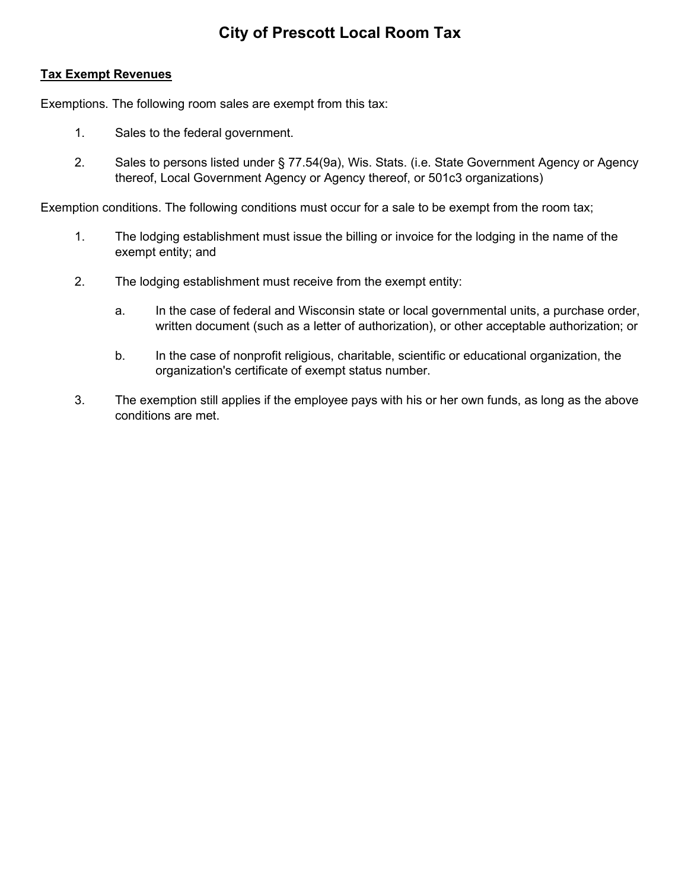# City of Prescott Local Room Tax

**Tax Exempt Revenues**

Exemptions. The following room sales are exempt from this tax:

1. Sales to the federal government.

2. Sales to persons listed under § 77.54(9a), Wis. Stats. (i.e. State Government Agency or Agency thereof, Local Government Agency or Agency thereof, or 501c3 organizations)

Exemption conditions. The following conditions must occur for a sale to be exempt from the room tax;

1. The lodging establishment must issue the billing or invoice for the lodging in the name of the exempt entity; and

2. The lodging establishment must receive from the exempt entity:

   a. In the case of federal and Wisconsin state or local governmental units, a purchase order, written document (such as a letter of authorization), or other acceptable authorization; or

   b. In the case of nonprofit religious, charitable, scientific or educational organization, the organization's certificate of exempt status number.

3. The exemption still applies if the employee pays with his or her own funds, as long as the above conditions are met.